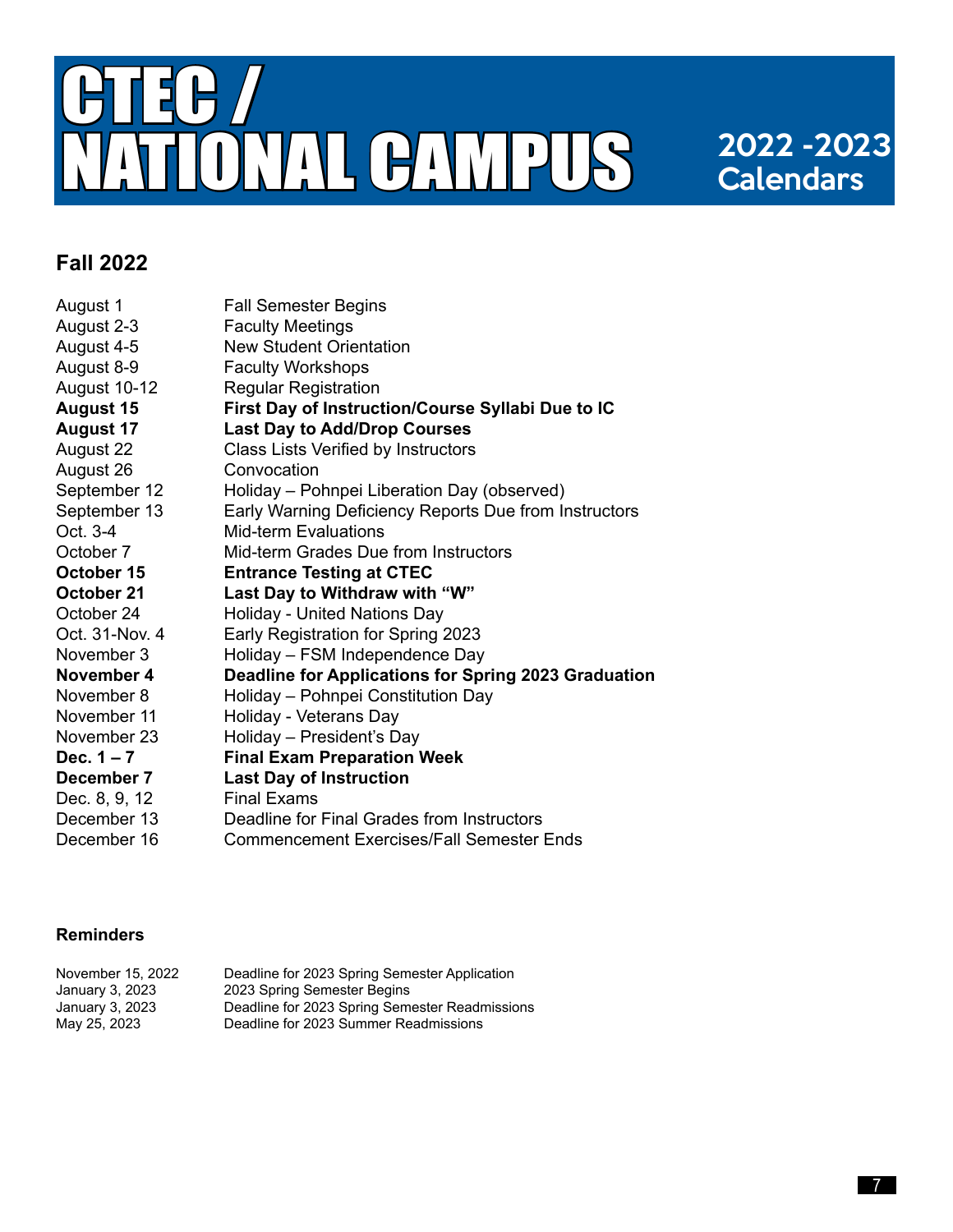# CTEC / NATIONAL CAMPUS

## 2022 -2023 Calendars

### Fall 2022

| | |
|---|---|
| August 1 | Fall Semester Begins |
| August 2-3 | Faculty Meetings |
| August 4-5 | New Student Orientation |
| August 8-9 | Faculty Workshops |
| August 10-12 | Regular Registration |
| **August 15** | **First Day of Instruction/Course Syllabi Due to IC** |
| **August 17** | **Last Day to Add/Drop Courses** |
| August 22 | Class Lists Verified by Instructors |
| August 26 | Convocation |
| September 12 | Holiday – Pohnpei Liberation Day (observed) |
| September 13 | Early Warning Deficiency Reports Due from Instructors |
| Oct. 3-4 | Mid-term Evaluations |
| October 7 | Mid-term Grades Due from Instructors |
| **October 15** | **Entrance Testing at CTEC** |
| **October 21** | **Last Day to Withdraw with "W"** |
| October 24 | Holiday - United Nations Day |
| Oct. 31-Nov. 4 | Early Registration for Spring 2023 |
| November 3 | Holiday – FSM Independence Day |
| **November 4** | **Deadline for Applications for Spring 2023 Graduation** |
| November 8 | Holiday – Pohnpei Constitution Day |
| November 11 | Holiday - Veterans Day |
| November 23 | Holiday – President's Day |
| **Dec. 1 – 7** | **Final Exam Preparation Week** |
| **December 7** | **Last Day of Instruction** |
| Dec. 8, 9, 12 | Final Exams |
| December 13 | Deadline for Final Grades from Instructors |
| December 16 | Commencement Exercises/Fall Semester Ends |

#### Reminders

| | |
|---|---|
| November 15, 2022 | Deadline for 2023 Spring Semester Application |
| January 3, 2023 | 2023 Spring Semester Begins |
| January 3, 2023 | Deadline for 2023 Spring Semester Readmissions |
| May 25, 2023 | Deadline for 2023 Summer Readmissions |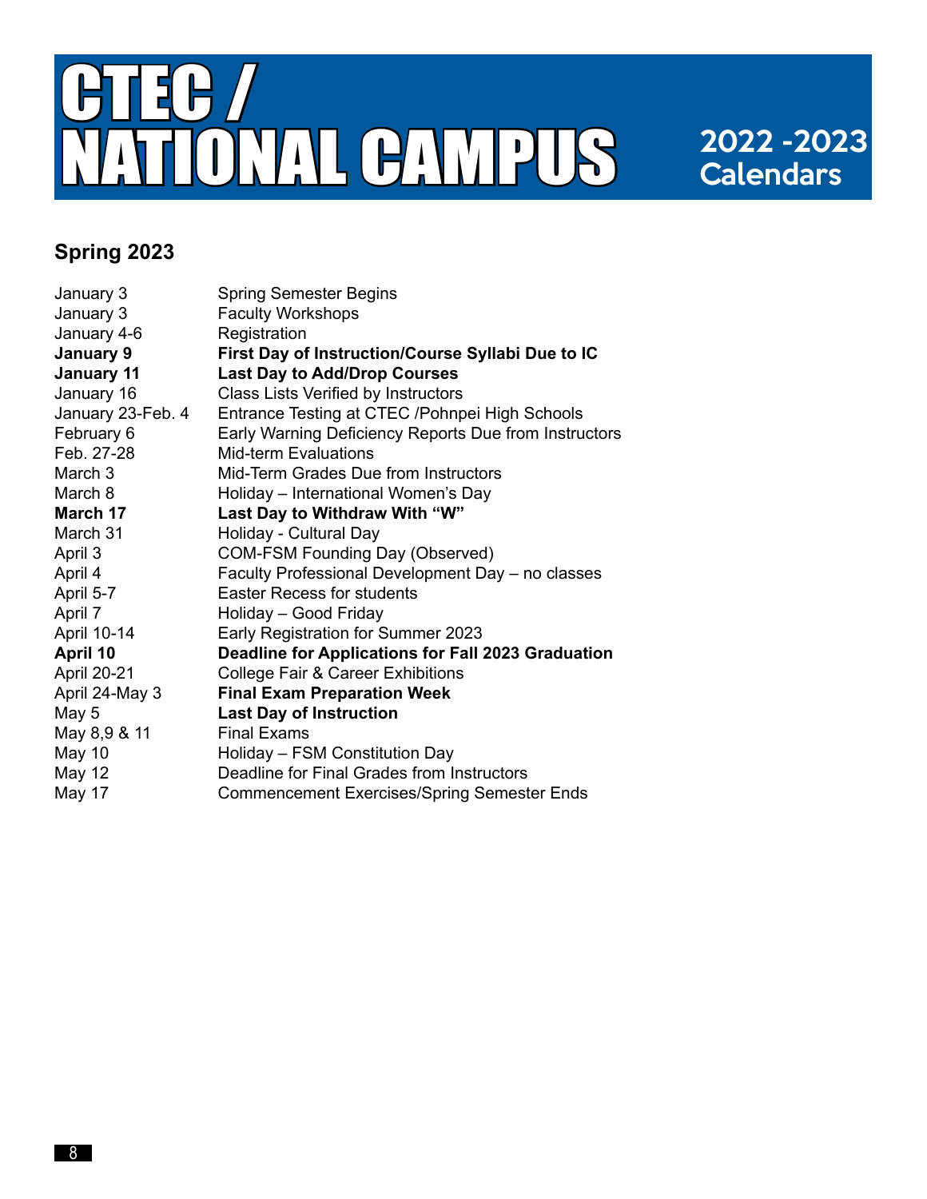# CTEC / NATIONAL CAMPUS

**2022 -2023 Calendars**

## Spring 2023

| | |
|---|---|
| January 3 | Spring Semester Begins |
| January 3 | Faculty Workshops |
| January 4-6 | Registration |
| **January 9** | **First Day of Instruction/Course Syllabi Due to IC** |
| **January 11** | **Last Day to Add/Drop Courses** |
| January 16 | Class Lists Verified by Instructors |
| January 23-Feb. 4 | Entrance Testing at CTEC /Pohnpei High Schools |
| February 6 | Early Warning Deficiency Reports Due from Instructors |
| Feb. 27-28 | Mid-term Evaluations |
| March 3 | Mid-Term Grades Due from Instructors |
| March 8 | Holiday – International Women's Day |
| **March 17** | **Last Day to Withdraw With "W"** |
| March 31 | Holiday - Cultural Day |
| April 3 | COM-FSM Founding Day (Observed) |
| April 4 | Faculty Professional Development Day – no classes |
| April 5-7 | Easter Recess for students |
| April 7 | Holiday – Good Friday |
| April 10-14 | Early Registration for Summer 2023 |
| **April 10** | **Deadline for Applications for Fall 2023 Graduation** |
| April 20-21 | College Fair & Career Exhibitions |
| April 24-May 3 | **Final Exam Preparation Week** |
| May 5 | **Last Day of Instruction** |
| May 8,9 & 11 | Final Exams |
| May 10 | Holiday – FSM Constitution Day |
| May 12 | Deadline for Final Grades from Instructors |
| May 17 | Commencement Exercises/Spring Semester Ends |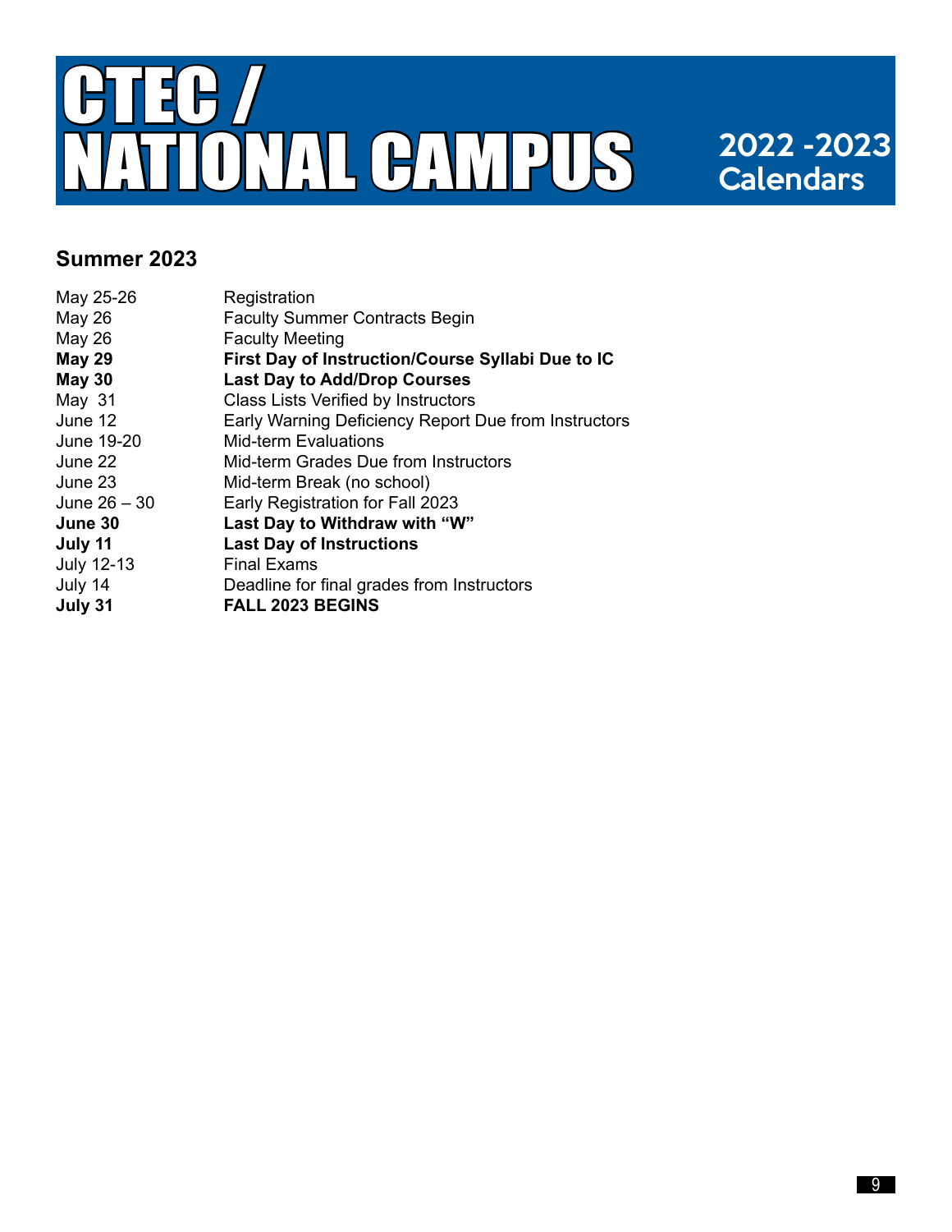# CTEC / NATIONAL CAMPUS

## 2022 -2023 Calendars

### Summer 2023

| | |
|---|---|
| May 25-26 | Registration |
| May 26 | Faculty Summer Contracts Begin |
| May 26 | Faculty Meeting |
| **May 29** | **First Day of Instruction/Course Syllabi Due to IC** |
| **May 30** | **Last Day to Add/Drop Courses** |
| May 31 | Class Lists Verified by Instructors |
| June 12 | Early Warning Deficiency Report Due from Instructors |
| June 19-20 | Mid-term Evaluations |
| June 22 | Mid-term Grades Due from Instructors |
| June 23 | Mid-term Break (no school) |
| June 26 – 30 | Early Registration for Fall 2023 |
| **June 30** | **Last Day to Withdraw with "W"** |
| **July 11** | **Last Day of Instructions** |
| July 12-13 | Final Exams |
| July 14 | Deadline for final grades from Instructors |
| **July 31** | **FALL 2023 BEGINS** |